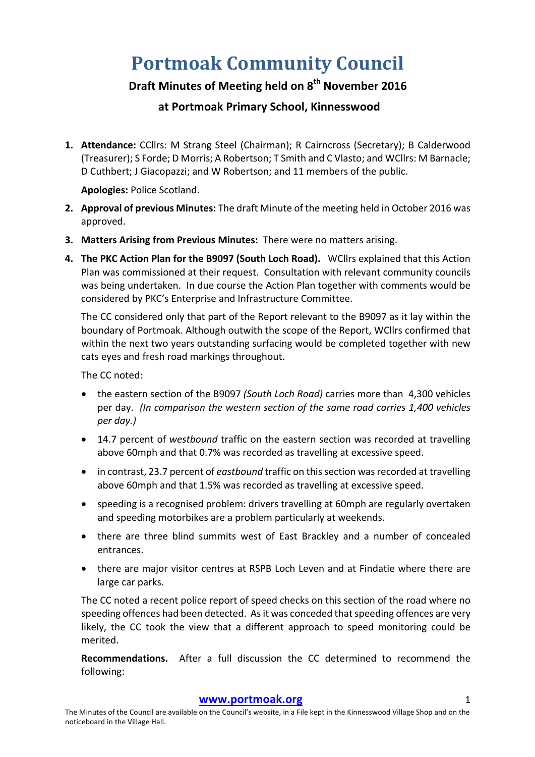# Portmoak Community Council

## Draft Minutes of Meeting held on 8th November 2016

## at Portmoak Primary School, Kinnesswood

1. **Attendance:** CCllrs: M Strang Steel (Chairman); R Cairncross (Secretary); B Calderwood (Treasurer); S Forde; D Morris; A Robertson; T Smith and C Vlasto; and WCllrs: M Barnacle; D Cuthbert; J Giacopazzi; and W Robertson; and 11 members of the public.

   **Apologies:** Police Scotland.

2. **Approval of previous Minutes:** The draft Minute of the meeting held in October 2016 was approved.

3. **Matters Arising from Previous Minutes:** There were no matters arising.

4. **The PKC Action Plan for the B9097 (South Loch Road).** WCllrs explained that this Action Plan was commissioned at their request. Consultation with relevant community councils was being undertaken. In due course the Action Plan together with comments would be considered by PKC's Enterprise and Infrastructure Committee.

   The CC considered only that part of the Report relevant to the B9097 as it lay within the boundary of Portmoak. Although outwith the scope of the Report, WCllrs confirmed that within the next two years outstanding surfacing would be completed together with new cats eyes and fresh road markings throughout.

   The CC noted:

   - the eastern section of the B9097 *(South Loch Road)* carries more than 4,300 vehicles per day. *(In comparison the western section of the same road carries 1,400 vehicles per day.)*
   - 14.7 percent of *westbound* traffic on the eastern section was recorded at travelling above 60mph and that 0.7% was recorded as travelling at excessive speed.
   - in contrast, 23.7 percent of *eastbound* traffic on this section was recorded at travelling above 60mph and that 1.5% was recorded as travelling at excessive speed.
   - speeding is a recognised problem: drivers travelling at 60mph are regularly overtaken and speeding motorbikes are a problem particularly at weekends.
   - there are three blind summits west of East Brackley and a number of concealed entrances.
   - there are major visitor centres at RSPB Loch Leven and at Findatie where there are large car parks.

   The CC noted a recent police report of speed checks on this section of the road where no speeding offences had been detected. As it was conceded that speeding offences are very likely, the CC took the view that a different approach to speed monitoring could be merited.

   **Recommendations.** After a full discussion the CC determined to recommend the following:

**www.portmoak.org**

The Minutes of the Council are available on the Council's website, in a File kept in the Kinnesswood Village Shop and on the noticeboard in the Village Hall.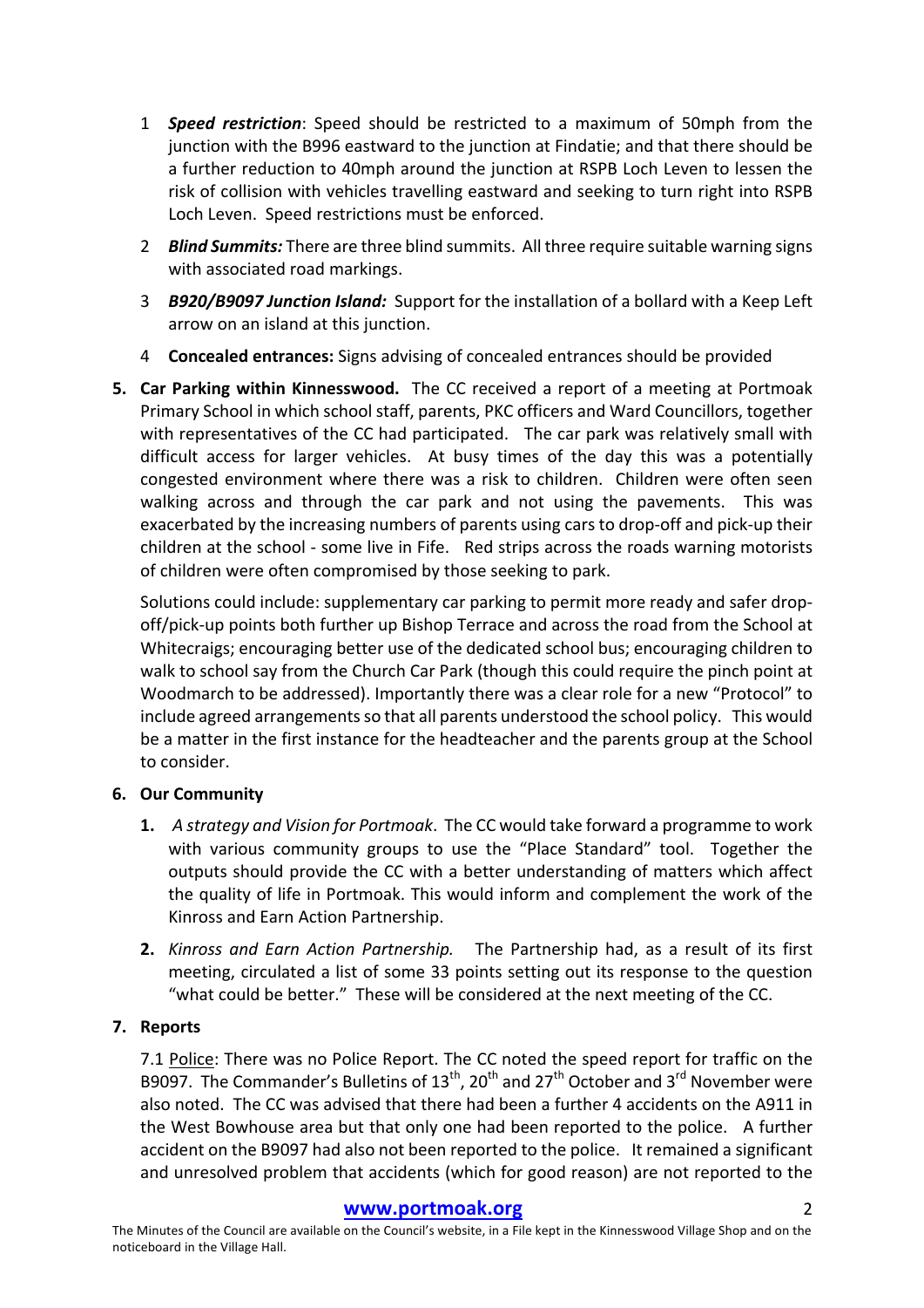1. ***Speed restriction***: Speed should be restricted to a maximum of 50mph from the junction with the B996 eastward to the junction at Findatie; and that there should be a further reduction to 40mph around the junction at RSPB Loch Leven to lessen the risk of collision with vehicles travelling eastward and seeking to turn right into RSPB Loch Leven. Speed restrictions must be enforced.
2. ***Blind Summits:*** There are three blind summits. All three require suitable warning signs with associated road markings.
3. ***B920/B9097 Junction Island:*** Support for the installation of a bollard with a Keep Left arrow on an island at this junction.
4. **Concealed entrances:** Signs advising of concealed entrances should be provided

**5. Car Parking within Kinnesswood.** The CC received a report of a meeting at Portmoak Primary School in which school staff, parents, PKC officers and Ward Councillors, together with representatives of the CC had participated. The car park was relatively small with difficult access for larger vehicles. At busy times of the day this was a potentially congested environment where there was a risk to children. Children were often seen walking across and through the car park and not using the pavements. This was exacerbated by the increasing numbers of parents using cars to drop-off and pick-up their children at the school - some live in Fife. Red strips across the roads warning motorists of children were often compromised by those seeking to park.

Solutions could include: supplementary car parking to permit more ready and safer drop-off/pick-up points both further up Bishop Terrace and across the road from the School at Whitecraigs; encouraging better use of the dedicated school bus; encouraging children to walk to school say from the Church Car Park (though this could require the pinch point at Woodmarch to be addressed). Importantly there was a clear role for a new "Protocol" to include agreed arrangements so that all parents understood the school policy. This would be a matter in the first instance for the headteacher and the parents group at the School to consider.

**6. Our Community**

1. *A strategy and Vision for Portmoak*. The CC would take forward a programme to work with various community groups to use the "Place Standard" tool. Together the outputs should provide the CC with a better understanding of matters which affect the quality of life in Portmoak. This would inform and complement the work of the Kinross and Earn Action Partnership.
2. *Kinross and Earn Action Partnership.* The Partnership had, as a result of its first meeting, circulated a list of some 33 points setting out its response to the question "what could be better." These will be considered at the next meeting of the CC.

**7. Reports**

7.1 Police: There was no Police Report. The CC noted the speed report for traffic on the B9097. The Commander's Bulletins of 13th, 20th and 27th October and 3rd November were also noted. The CC was advised that there had been a further 4 accidents on the A911 in the West Bowhouse area but that only one had been reported to the police. A further accident on the B9097 had also not been reported to the police. It remained a significant and unresolved problem that accidents (which for good reason) are not reported to the

**www.portmoak.org**

The Minutes of the Council are available on the Council's website, in a File kept in the Kinnesswood Village Shop and on the noticeboard in the Village Hall.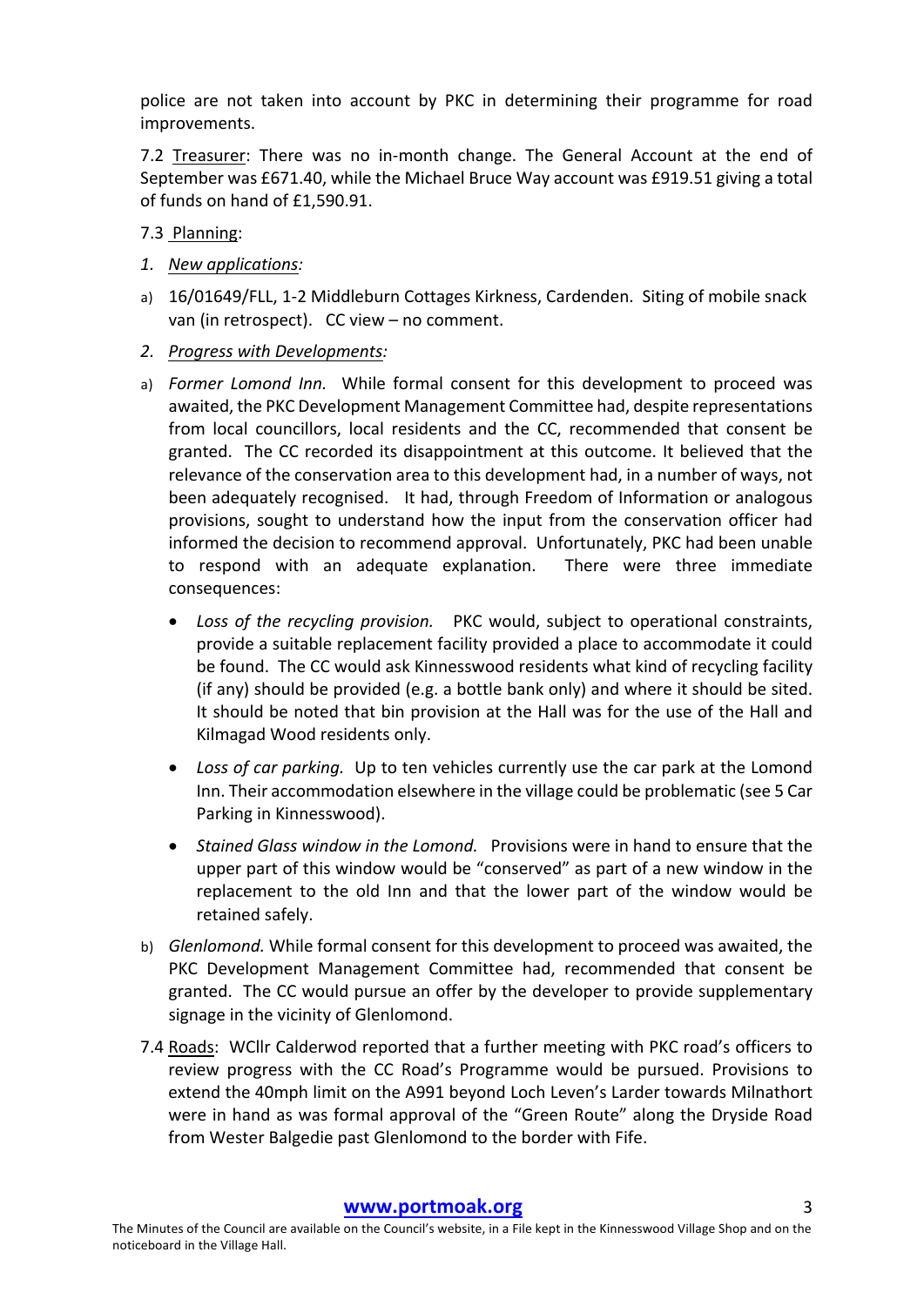police are not taken into account by PKC in determining their programme for road improvements.

7.2 Treasurer: There was no in-month change. The General Account at the end of September was £671.40, while the Michael Bruce Way account was £919.51 giving a total of funds on hand of £1,590.91.

7.3 Planning:

1. *New applications:*

a) 16/01649/FLL, 1-2 Middleburn Cottages Kirkness, Cardenden. Siting of mobile snack van (in retrospect). CC view – no comment.

2. *Progress with Developments:*

a) *Former Lomond Inn.* While formal consent for this development to proceed was awaited, the PKC Development Management Committee had, despite representations from local councillors, local residents and the CC, recommended that consent be granted. The CC recorded its disappointment at this outcome. It believed that the relevance of the conservation area to this development had, in a number of ways, not been adequately recognised. It had, through Freedom of Information or analogous provisions, sought to understand how the input from the conservation officer had informed the decision to recommend approval. Unfortunately, PKC had been unable to respond with an adequate explanation. There were three immediate consequences:

   - *Loss of the recycling provision.* PKC would, subject to operational constraints, provide a suitable replacement facility provided a place to accommodate it could be found. The CC would ask Kinnesswood residents what kind of recycling facility (if any) should be provided (e.g. a bottle bank only) and where it should be sited. It should be noted that bin provision at the Hall was for the use of the Hall and Kilmagad Wood residents only.
   - *Loss of car parking.* Up to ten vehicles currently use the car park at the Lomond Inn. Their accommodation elsewhere in the village could be problematic (see 5 Car Parking in Kinnesswood).
   - *Stained Glass window in the Lomond.* Provisions were in hand to ensure that the upper part of this window would be "conserved" as part of a new window in the replacement to the old Inn and that the lower part of the window would be retained safely.

b) *Glenlomond.* While formal consent for this development to proceed was awaited, the PKC Development Management Committee had, recommended that consent be granted. The CC would pursue an offer by the developer to provide supplementary signage in the vicinity of Glenlomond.

7.4 Roads: WCllr Calderwod reported that a further meeting with PKC road's officers to review progress with the CC Road's Programme would be pursued. Provisions to extend the 40mph limit on the A991 beyond Loch Leven's Larder towards Milnathort were in hand as was formal approval of the "Green Route" along the Dryside Road from Wester Balgedie past Glenlomond to the border with Fife.

**www.portmoak.org**

The Minutes of the Council are available on the Council's website, in a File kept in the Kinnesswood Village Shop and on the noticeboard in the Village Hall.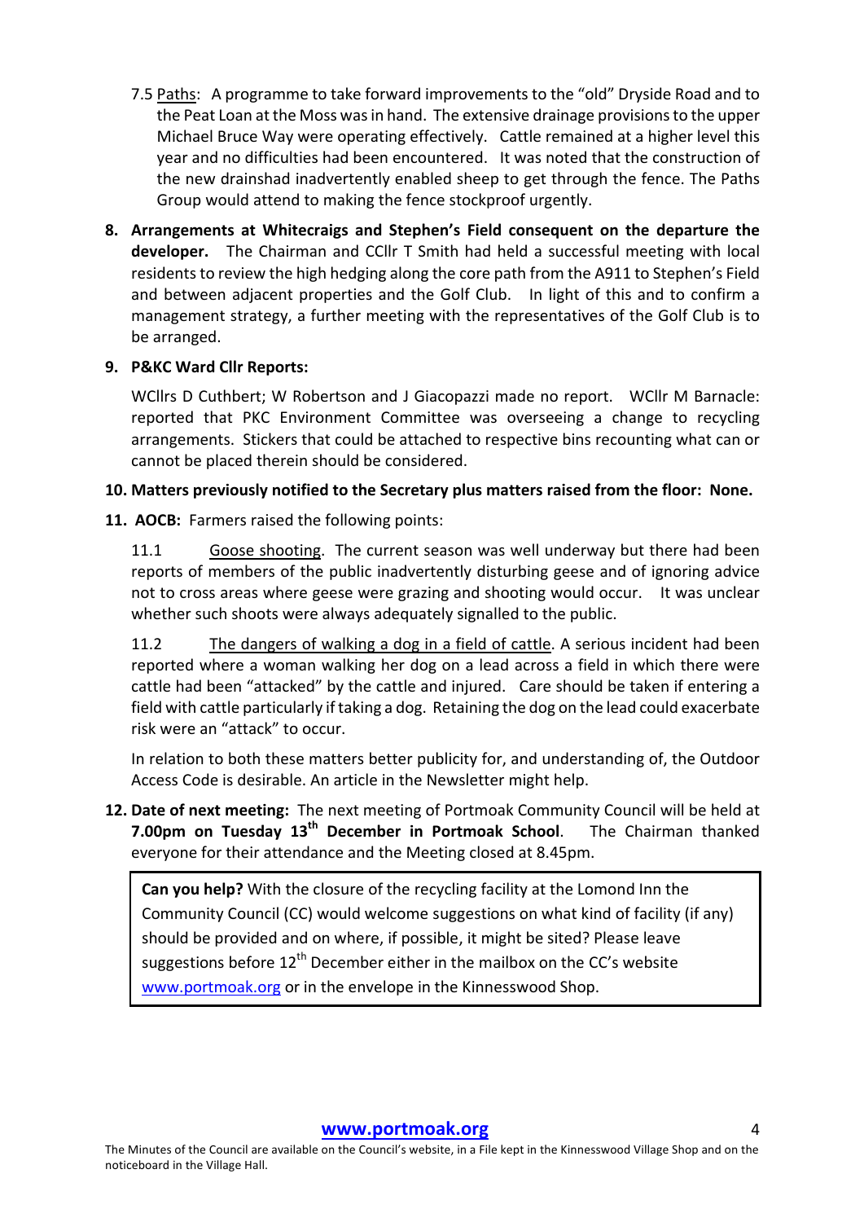7.5 Paths: A programme to take forward improvements to the "old" Dryside Road and to the Peat Loan at the Moss was in hand. The extensive drainage provisions to the upper Michael Bruce Way were operating effectively. Cattle remained at a higher level this year and no difficulties had been encountered. It was noted that the construction of the new drainshad inadvertently enabled sheep to get through the fence. The Paths Group would attend to making the fence stockproof urgently.

**8. Arrangements at Whitecraigs and Stephen's Field consequent on the departure the developer.** The Chairman and CCllr T Smith had held a successful meeting with local residents to review the high hedging along the core path from the A911 to Stephen's Field and between adjacent properties and the Golf Club. In light of this and to confirm a management strategy, a further meeting with the representatives of the Golf Club is to be arranged.

**9. P&KC Ward Cllr Reports:**

WCllrs D Cuthbert; W Robertson and J Giacopazzi made no report. WCllr M Barnacle: reported that PKC Environment Committee was overseeing a change to recycling arrangements. Stickers that could be attached to respective bins recounting what can or cannot be placed therein should be considered.

**10. Matters previously notified to the Secretary plus matters raised from the floor: None.**

**11. AOCB:** Farmers raised the following points:

11.1 Goose shooting. The current season was well underway but there had been reports of members of the public inadvertently disturbing geese and of ignoring advice not to cross areas where geese were grazing and shooting would occur. It was unclear whether such shoots were always adequately signalled to the public.

11.2 The dangers of walking a dog in a field of cattle. A serious incident had been reported where a woman walking her dog on a lead across a field in which there were cattle had been "attacked" by the cattle and injured. Care should be taken if entering a field with cattle particularly if taking a dog. Retaining the dog on the lead could exacerbate risk were an "attack" to occur.

In relation to both these matters better publicity for, and understanding of, the Outdoor Access Code is desirable. An article in the Newsletter might help.

**12. Date of next meeting:** The next meeting of Portmoak Community Council will be held at **7.00pm on Tuesday 13th December in Portmoak School**. The Chairman thanked everyone for their attendance and the Meeting closed at 8.45pm.

**Can you help?** With the closure of the recycling facility at the Lomond Inn the Community Council (CC) would welcome suggestions on what kind of facility (if any) should be provided and on where, if possible, it might be sited? Please leave suggestions before 12th December either in the mailbox on the CC's website www.portmoak.org or in the envelope in the Kinnesswood Shop.

The Minutes of the Council are available on the Council's website, in a File kept in the Kinnesswood Village Shop and on the noticeboard in the Village Hall.